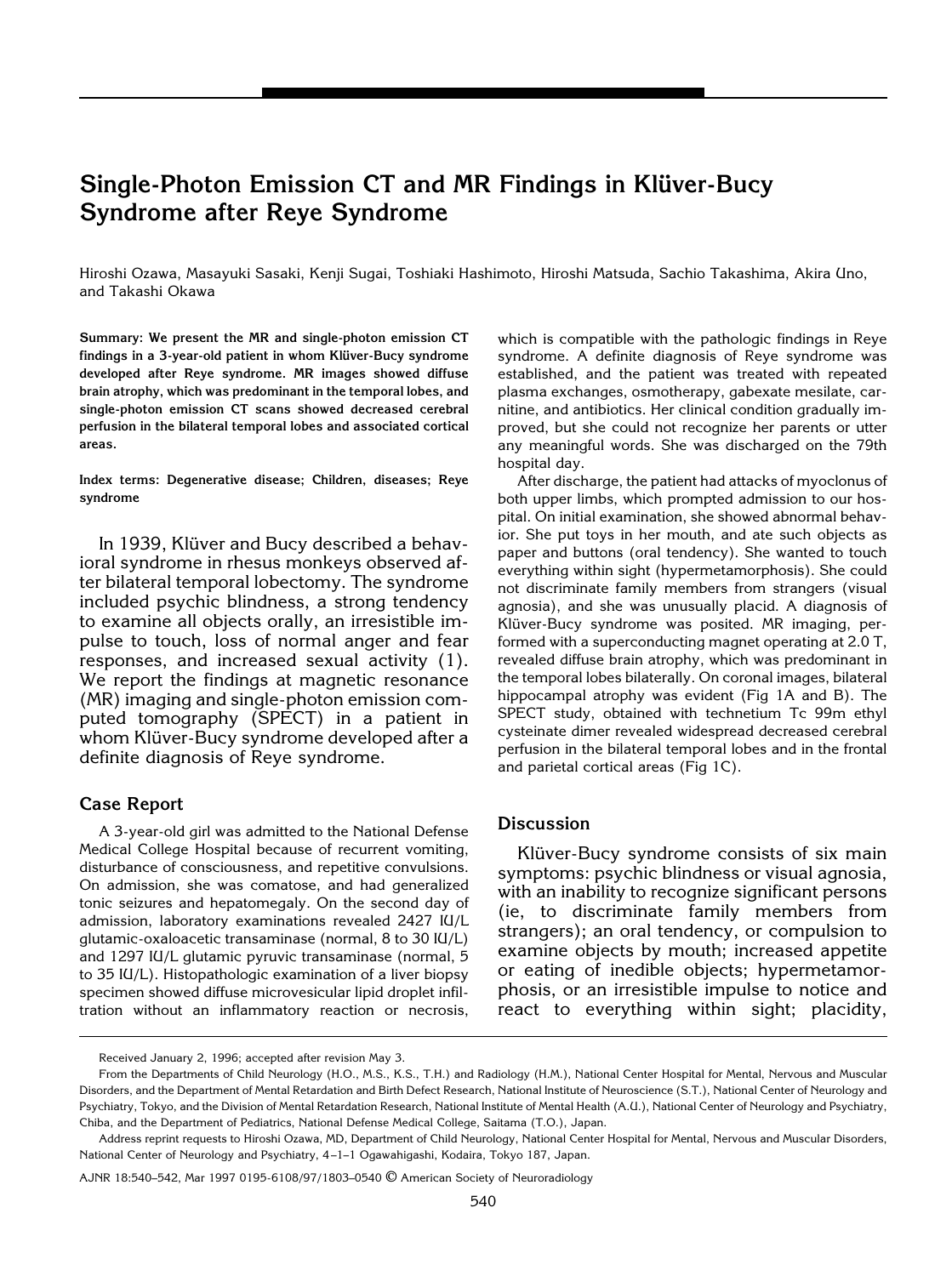# Single-Photon Emission CT and MR Findings in Klüver-Bucy Syndrome after Reye Syndrome

Hiroshi Ozawa, Masayuki Sasaki, Kenji Sugai, Toshiaki Hashimoto, Hiroshi Matsuda, Sachio Takashima, Akira Uno, and Takashi Okawa

**Summary: We present the MR and single-photon emission CT findings in a 3-year-old patient in whom Klüver-Bucy syndrome developed after Reye syndrome. MR images showed diffuse brain atrophy, which was predominant in the temporal lobes, and single-photon emission CT scans showed decreased cerebral perfusion in the bilateral temporal lobes and associated cortical areas.**

**Index terms: Degenerative disease; Children, diseases; Reye syndrome**

In 1939, Klüver and Bucy described a behavioral syndrome in rhesus monkeys observed after bilateral temporal lobectomy. The syndrome included psychic blindness, a strong tendency to examine all objects orally, an irresistible impulse to touch, loss of normal anger and fear responses, and increased sexual activity (1). We report the findings at magnetic resonance (MR) imaging and single-photon emission computed tomography (SPECT) in a patient in whom Klüver-Bucy syndrome developed after a definite diagnosis of Reye syndrome.

## Case Report

A 3-year-old girl was admitted to the National Defense Medical College Hospital because of recurrent vomiting, disturbance of consciousness, and repetitive convulsions. On admission, she was comatose, and had generalized tonic seizures and hepatomegaly. On the second day of admission, laboratory examinations revealed 2427 IU/L glutamic-oxaloacetic transaminase (normal, 8 to 30 IU/L) and 1297 IU/L glutamic pyruvic transaminase (normal, 5 to 35 IU/L). Histopathologic examination of a liver biopsy specimen showed diffuse microvesicular lipid droplet infiltration without an inflammatory reaction or necrosis, which is compatible with the pathologic findings in Reye syndrome. A definite diagnosis of Reye syndrome was established, and the patient was treated with repeated plasma exchanges, osmotherapy, gabexate mesilate, carnitine, and antibiotics. Her clinical condition gradually improved, but she could not recognize her parents or utter any meaningful words. She was discharged on the 79th hospital day.

After discharge, the patient had attacks of myoclonus of both upper limbs, which prompted admission to our hospital. On initial examination, she showed abnormal behavior. She put toys in her mouth, and ate such objects as paper and buttons (oral tendency). She wanted to touch everything within sight (hypermetamorphosis). She could not discriminate family members from strangers (visual agnosia), and she was unusually placid. A diagnosis of Klüver-Bucy syndrome was posited. MR imaging, performed with a superconducting magnet operating at 2.0 T, revealed diffuse brain atrophy, which was predominant in the temporal lobes bilaterally. On coronal images, bilateral hippocampal atrophy was evident (Fig 1A and B). The SPECT study, obtained with technetium Tc 99m ethyl cysteinate dimer revealed widespread decreased cerebral perfusion in the bilateral temporal lobes and in the frontal and parietal cortical areas (Fig 1C).

## Discussion

Klüver-Bucy syndrome consists of six main symptoms: psychic blindness or visual agnosia, with an inability to recognize significant persons (ie, to discriminate family members from strangers); an oral tendency, or compulsion to examine objects by mouth; increased appetite or eating of inedible objects; hypermetamorphosis, or an irresistible impulse to notice and react to everything within sight; placidity,

Received January 2, 1996; accepted after revision May 3.

From the Departments of Child Neurology (H.O., M.S., K.S., T.H.) and Radiology (H.M.), National Center Hospital for Mental, Nervous and Muscular Disorders, and the Department of Mental Retardation and Birth Defect Research, National Institute of Neuroscience (S.T.), National Center of Neurology and Psychiatry, Tokyo, and the Division of Mental Retardation Research, National Institute of Mental Health (A.U.), National Center of Neurology and Psychiatry, Chiba, and the Department of Pediatrics, National Defense Medical College, Saitama (T.O.), Japan.

Address reprint requests to Hiroshi Ozawa, MD, Department of Child Neurology, National Center Hospital for Mental, Nervous and Muscular Disorders, National Center of Neurology and Psychiatry, 4–1–1 Ogawahigashi, Kodaira, Tokyo 187, Japan.

AJNR 18:540–542, Mar 1997 0195-6108/97/1803–0540 © American Society of Neuroradiology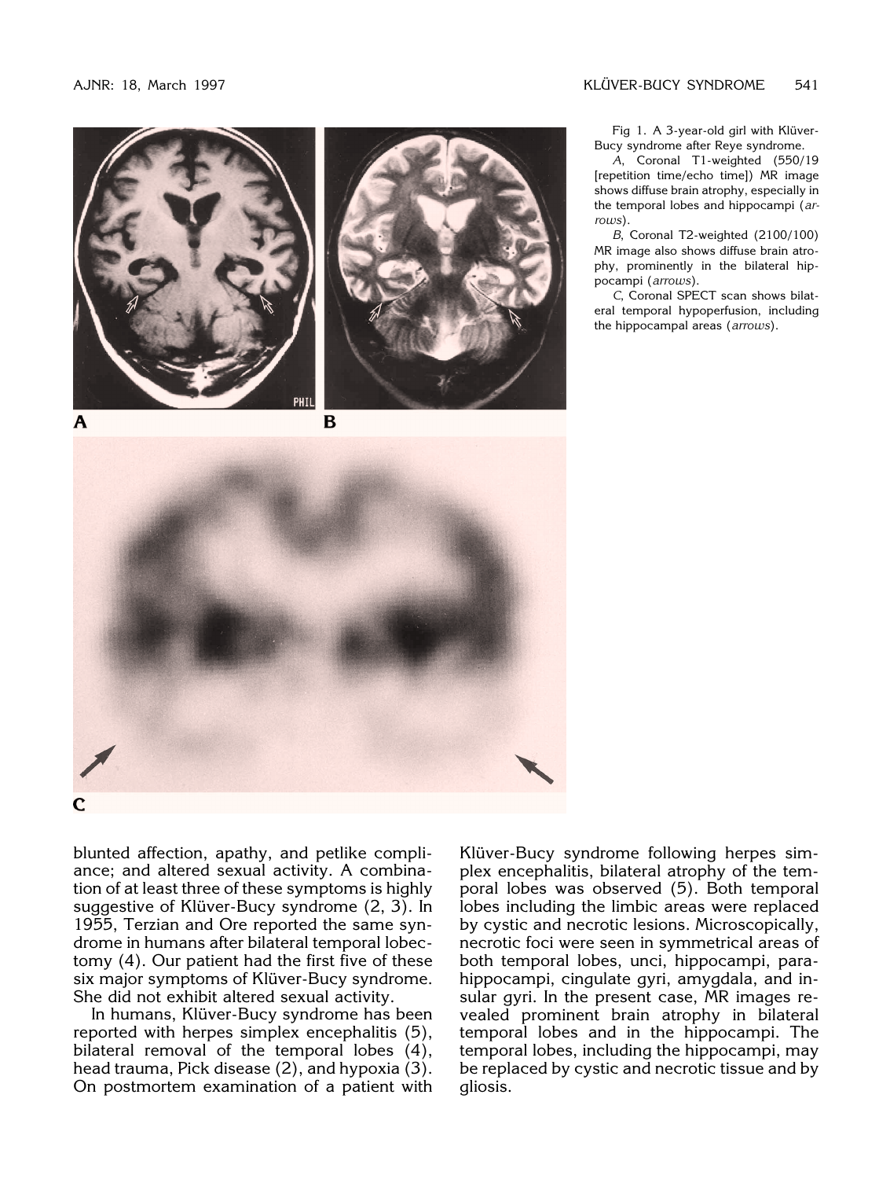Fig 1. A 3-year-old girl with Klüver-Bucy syndrome after Reye syndrome.

*A*, Coronal T1-weighted (550/19 [repetition time/echo time]) MR image shows diffuse brain atrophy, especially in the temporal lobes and hippocampi (*arrows*).

*B*, Coronal T2-weighted (2100/100) MR image also shows diffuse brain atrophy, prominently in the bilateral hippocampi (*arrows*).

*C*, Coronal SPECT scan shows bilateral temporal hypoperfusion, including the hippocampal areas (*arrows*).

blunted affection, apathy, and petlike compliance; and altered sexual activity. A combination of at least three of these symptoms is highly suggestive of Klüver-Bucy syndrome (2, 3). In 1955, Terzian and Ore reported the same syndrome in humans after bilateral temporal lobectomy (4). Our patient had the first five of these six major symptoms of Klüver-Bucy syndrome. She did not exhibit altered sexual activity.

In humans, Klüver-Bucy syndrome has been reported with herpes simplex encephalitis (5), bilateral removal of the temporal lobes (4), head trauma, Pick disease (2), and hypoxia (3). On postmortem examination of a patient with Klüver-Bucy syndrome following herpes simplex encephalitis, bilateral atrophy of the temporal lobes was observed (5). Both temporal lobes including the limbic areas were replaced by cystic and necrotic lesions. Microscopically, necrotic foci were seen in symmetrical areas of both temporal lobes, unci, hippocampi, parahippocampi, cingulate gyri, amygdala, and insular gyri. In the present case, MR images revealed prominent brain atrophy in bilateral temporal lobes and in the hippocampi. The temporal lobes, including the hippocampi, may be replaced by cystic and necrotic tissue and by gliosis.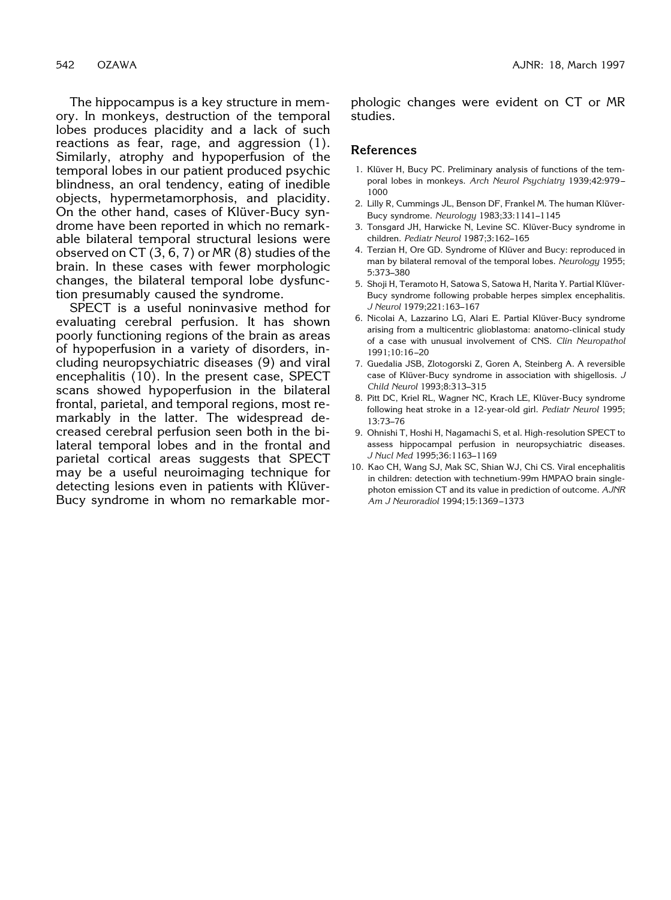The hippocampus is a key structure in memory. In monkeys, destruction of the temporal lobes produces placidity and a lack of such reactions as fear, rage, and aggression (1). Similarly, atrophy and hypoperfusion of the temporal lobes in our patient produced psychic blindness, an oral tendency, eating of inedible objects, hypermetamorphosis, and placidity. On the other hand, cases of Klüver-Bucy syndrome have been reported in which no remarkable bilateral temporal structural lesions were observed on CT (3, 6, 7) or MR (8) studies of the brain. In these cases with fewer morphologic changes, the bilateral temporal lobe dysfunction presumably caused the syndrome.

SPECT is a useful noninvasive method for evaluating cerebral perfusion. It has shown poorly functioning regions of the brain as areas of hypoperfusion in a variety of disorders, including neuropsychiatric diseases (9) and viral encephalitis (10). In the present case, SPECT scans showed hypoperfusion in the bilateral frontal, parietal, and temporal regions, most remarkably in the latter. The widespread decreased cerebral perfusion seen both in the bilateral temporal lobes and in the frontal and parietal cortical areas suggests that SPECT may be a useful neuroimaging technique for detecting lesions even in patients with Klüver-Bucy syndrome in whom no remarkable morphologic changes were evident on CT or MR studies.

## References

1. Klüver H, Bucy PC. Preliminary analysis of functions of the temporal lobes in monkeys. *Arch Neurol Psychiatry* 1939;42:979–1000
2. Lilly R, Cummings JL, Benson DF, Frankel M. The human Klüver-Bucy syndrome. *Neurology* 1983;33:1141–1145
3. Tonsgard JH, Harwicke N, Levine SC. Klüver-Bucy syndrome in children. *Pediatr Neurol* 1987;3:162–165
4. Terzian H, Ore GD. Syndrome of Klüver and Bucy: reproduced in man by bilateral removal of the temporal lobes. *Neurology* 1955;5:373–380
5. Shoji H, Teramoto H, Satowa S, Satowa H, Narita Y. Partial Klüver-Bucy syndrome following probable herpes simplex encephalitis. *J Neurol* 1979;221:163–167
6. Nicolai A, Lazzarino LG, Alari E. Partial Klüver-Bucy syndrome arising from a multicentric glioblastoma: anatomo-clinical study of a case with unusual involvement of CNS. *Clin Neuropathol* 1991;10:16–20
7. Guedalia JSB, Zlotogorski Z, Goren A, Steinberg A. A reversible case of Klüver-Bucy syndrome in association with shigellosis. *J Child Neurol* 1993;8:313–315
8. Pitt DC, Kriel RL, Wagner NC, Krach LE, Klüver-Bucy syndrome following heat stroke in a 12-year-old girl. *Pediatr Neurol* 1995;13:73–76
9. Ohnishi T, Hoshi H, Nagamachi S, et al. High-resolution SPECT to assess hippocampal perfusion in neuropsychiatric diseases. *J Nucl Med* 1995;36:1163–1169
10. Kao CH, Wang SJ, Mak SC, Shian WJ, Chi CS. Viral encephalitis in children: detection with technetium-99m HMPAO brain single-photon emission CT and its value in prediction of outcome. *AJNR Am J Neuroradiol* 1994;15:1369–1373